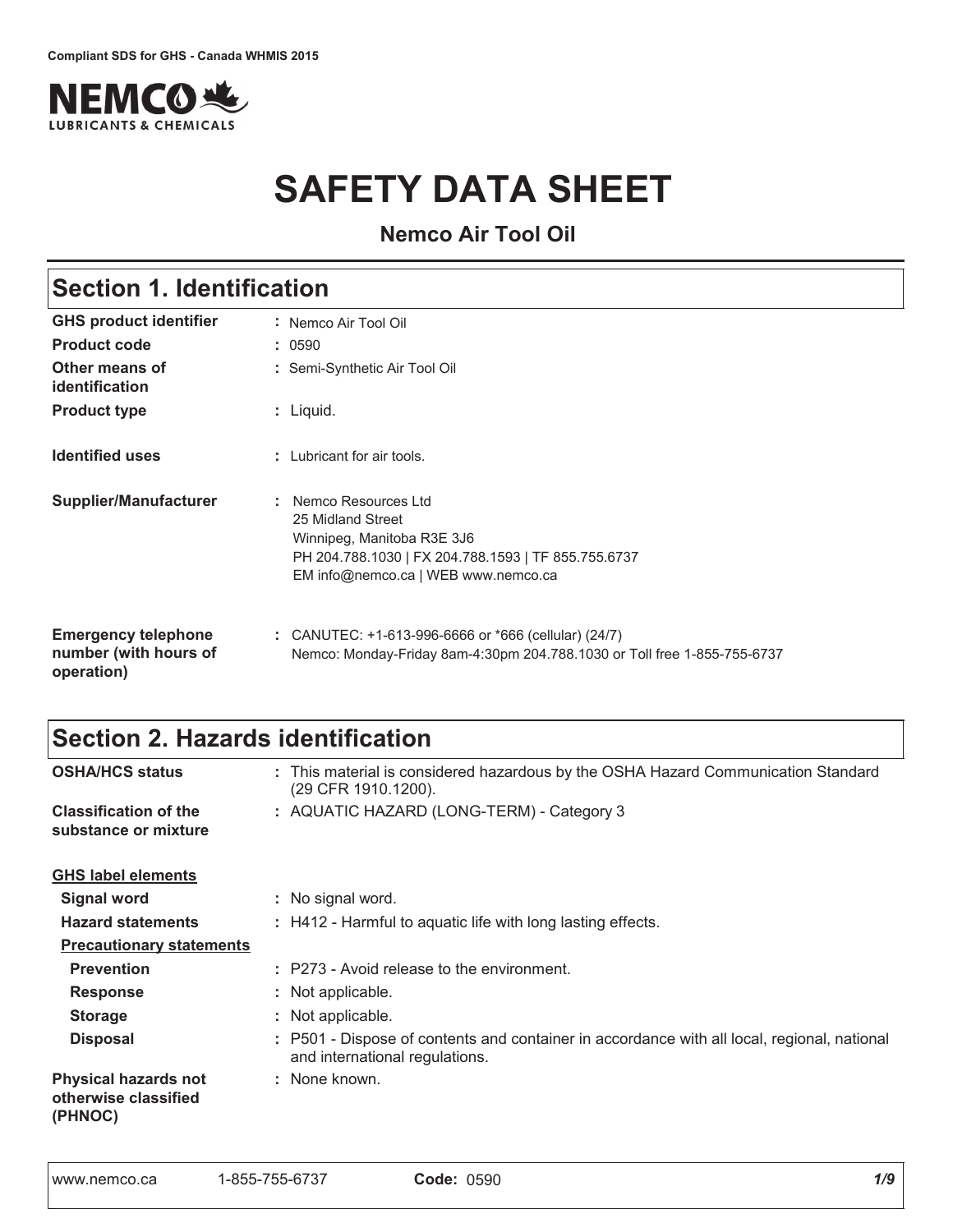Compliant SDS for GHS - Canada WHMIS 2015

NEMCO LUBRICANTS & CHEMICALS

# SAFETY DATA SHEET

**Nemco Air Tool Oil**

## Section 1. Identification

| | |
|---|---|
| **GHS product identifier** | : Nemco Air Tool Oil |
| **Product code** | : 0590 |
| **Other means of identification** | : Semi-Synthetic Air Tool Oil |
| **Product type** | : Liquid. |
| **Identified uses** | : Lubricant for air tools. |
| **Supplier/Manufacturer** | : Nemco Resources Ltd<br>25 Midland Street<br>Winnipeg, Manitoba R3E 3J6<br>PH 204.788.1030 \| FX 204.788.1593 \| TF 855.755.6737<br>EM info@nemco.ca \| WEB www.nemco.ca |
| **Emergency telephone number (with hours of operation)** | : CANUTEC: +1-613-996-6666 or *666 (cellular) (24/7)<br>Nemco: Monday-Friday 8am-4:30pm 204.788.1030 or Toll free 1-855-755-6737 |

## Section 2. Hazards identification

| | |
|---|---|
| **OSHA/HCS status** | : This material is considered hazardous by the OSHA Hazard Communication Standard (29 CFR 1910.1200). |
| **Classification of the substance or mixture** | : AQUATIC HAZARD (LONG-TERM) - Category 3 |

**GHS label elements**

| | |
|---|---|
| **Signal word** | : No signal word. |
| **Hazard statements** | : H412 - Harmful to aquatic life with long lasting effects. |

**Precautionary statements**

| | |
|---|---|
| **Prevention** | : P273 - Avoid release to the environment. |
| **Response** | : Not applicable. |
| **Storage** | : Not applicable. |
| **Disposal** | : P501 - Dispose of contents and container in accordance with all local, regional, national and international regulations. |
| **Physical hazards not otherwise classified (PHNOC)** | : None known. |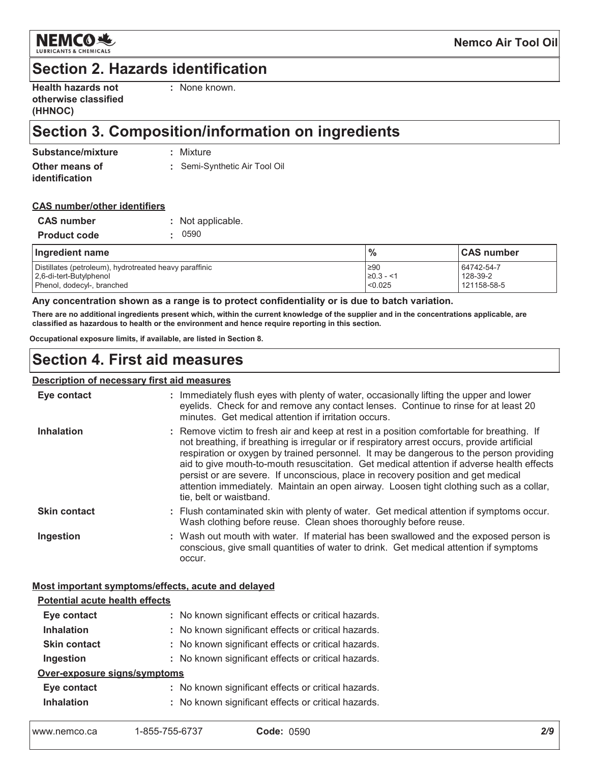## Section 2. Hazards identification

**Health hazards not otherwise classified (HHNOC)** : None known.

## Section 3. Composition/information on ingredients

**Substance/mixture** : Mixture

**Other means of identification** : Semi-Synthetic Air Tool Oil

**CAS number/other identifiers**

**CAS number** : Not applicable.

**Product code** : 0590

| Ingredient name | % | CAS number |
|---|---|---|
| Distillates (petroleum), hydrotreated heavy paraffinic | ≥90 | 64742-54-7 |
| 2,6-di-tert-Butylphenol | ≥0.3 - <1 | 128-39-2 |
| Phenol, dodecyl-, branched | <0.025 | 121158-58-5 |

**Any concentration shown as a range is to protect confidentiality or is due to batch variation.**

**There are no additional ingredients present which, within the current knowledge of the supplier and in the concentrations applicable, are classified as hazardous to health or the environment and hence require reporting in this section.**

**Occupational exposure limits, if available, are listed in Section 8.**

## Section 4. First aid measures

**Description of necessary first aid measures**

**Eye contact** : Immediately flush eyes with plenty of water, occasionally lifting the upper and lower eyelids. Check for and remove any contact lenses. Continue to rinse for at least 20 minutes. Get medical attention if irritation occurs.

**Inhalation** : Remove victim to fresh air and keep at rest in a position comfortable for breathing. If not breathing, if breathing is irregular or if respiratory arrest occurs, provide artificial respiration or oxygen by trained personnel. It may be dangerous to the person providing aid to give mouth-to-mouth resuscitation. Get medical attention if adverse health effects persist or are severe. If unconscious, place in recovery position and get medical attention immediately. Maintain an open airway. Loosen tight clothing such as a collar, tie, belt or waistband.

**Skin contact** : Flush contaminated skin with plenty of water. Get medical attention if symptoms occur. Wash clothing before reuse. Clean shoes thoroughly before reuse.

**Ingestion** : Wash out mouth with water. If material has been swallowed and the exposed person is conscious, give small quantities of water to drink. Get medical attention if symptoms occur.

**Most important symptoms/effects, acute and delayed**

**Potential acute health effects**

**Eye contact** : No known significant effects or critical hazards.

**Inhalation** : No known significant effects or critical hazards.

**Skin contact** : No known significant effects or critical hazards.

**Ingestion** : No known significant effects or critical hazards.

**Over-exposure signs/symptoms**

**Eye contact** : No known significant effects or critical hazards.

**Inhalation** : No known significant effects or critical hazards.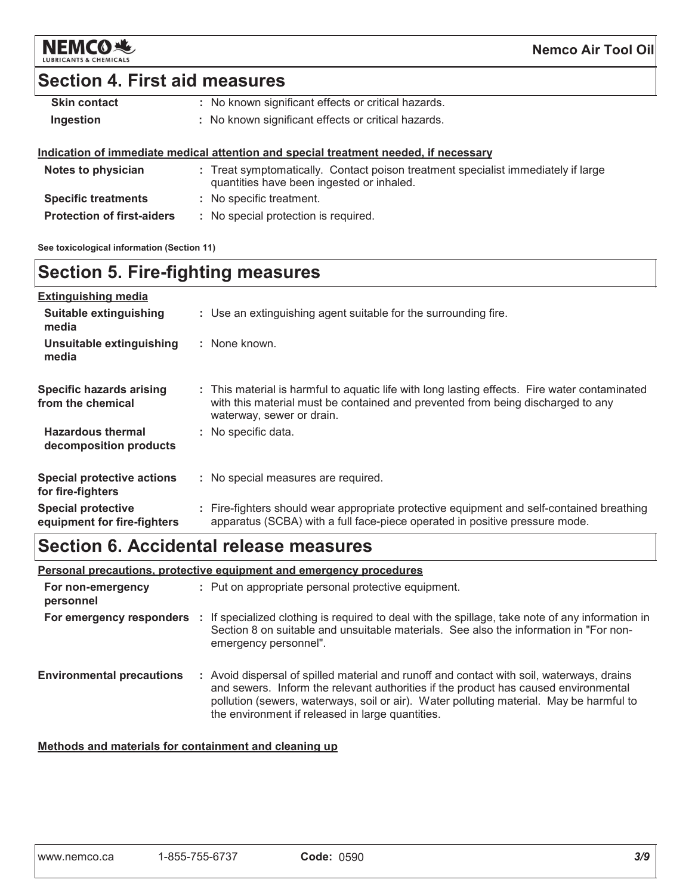## Section 4. First aid measures

| | |
|---|---|
| **Skin contact** | : No known significant effects or critical hazards. |
| **Ingestion** | : No known significant effects or critical hazards. |

**Indication of immediate medical attention and special treatment needed, if necessary**

| | |
|---|---|
| **Notes to physician** | : Treat symptomatically. Contact poison treatment specialist immediately if large quantities have been ingested or inhaled. |
| **Specific treatments** | : No specific treatment. |
| **Protection of first-aiders** | : No special protection is required. |

**See toxicological information (Section 11)**

## Section 5. Fire-fighting measures

**Extinguishing media**

| | |
|---|---|
| **Suitable extinguishing media** | : Use an extinguishing agent suitable for the surrounding fire. |
| **Unsuitable extinguishing media** | : None known. |
| **Specific hazards arising from the chemical** | : This material is harmful to aquatic life with long lasting effects. Fire water contaminated with this material must be contained and prevented from being discharged to any waterway, sewer or drain. |
| **Hazardous thermal decomposition products** | : No specific data. |
| **Special protective actions for fire-fighters** | : No special measures are required. |
| **Special protective equipment for fire-fighters** | : Fire-fighters should wear appropriate protective equipment and self-contained breathing apparatus (SCBA) with a full face-piece operated in positive pressure mode. |

## Section 6. Accidental release measures

**Personal precautions, protective equipment and emergency procedures**

| | |
|---|---|
| **For non-emergency personnel** | : Put on appropriate personal protective equipment. |
| **For emergency responders** | : If specialized clothing is required to deal with the spillage, take note of any information in Section 8 on suitable and unsuitable materials. See also the information in "For non-emergency personnel". |
| **Environmental precautions** | : Avoid dispersal of spilled material and runoff and contact with soil, waterways, drains and sewers. Inform the relevant authorities if the product has caused environmental pollution (sewers, waterways, soil or air). Water polluting material. May be harmful to the environment if released in large quantities. |

**Methods and materials for containment and cleaning up**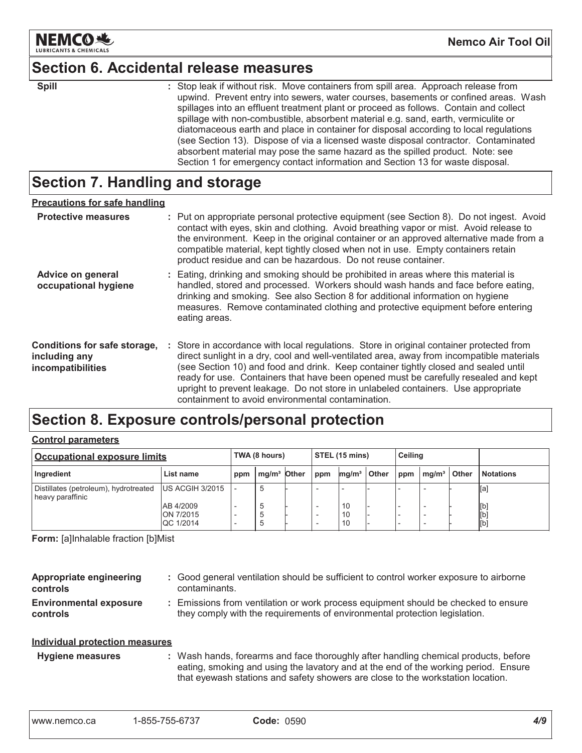## Section 6. Accidental release measures

**Spill** : Stop leak if without risk. Move containers from spill area. Approach release from upwind. Prevent entry into sewers, water courses, basements or confined areas. Wash spillages into an effluent treatment plant or proceed as follows. Contain and collect spillage with non-combustible, absorbent material e.g. sand, earth, vermiculite or diatomaceous earth and place in container for disposal according to local regulations (see Section 13). Dispose of via a licensed waste disposal contractor. Contaminated absorbent material may pose the same hazard as the spilled product. Note: see Section 1 for emergency contact information and Section 13 for waste disposal.

## Section 7. Handling and storage

**Precautions for safe handling**

**Protective measures** : Put on appropriate personal protective equipment (see Section 8). Do not ingest. Avoid contact with eyes, skin and clothing. Avoid breathing vapor or mist. Avoid release to the environment. Keep in the original container or an approved alternative made from a compatible material, kept tightly closed when not in use. Empty containers retain product residue and can be hazardous. Do not reuse container.

**Advice on general occupational hygiene** : Eating, drinking and smoking should be prohibited in areas where this material is handled, stored and processed. Workers should wash hands and face before eating, drinking and smoking. See also Section 8 for additional information on hygiene measures. Remove contaminated clothing and protective equipment before entering eating areas.

**Conditions for safe storage, including any incompatibilities** : Store in accordance with local regulations. Store in original container protected from direct sunlight in a dry, cool and well-ventilated area, away from incompatible materials (see Section 10) and food and drink. Keep container tightly closed and sealed until ready for use. Containers that have been opened must be carefully resealed and kept upright to prevent leakage. Do not store in unlabeled containers. Use appropriate containment to avoid environmental contamination.

## Section 8. Exposure controls/personal protection

**Control parameters**

| Occupational exposure limits | | TWA (8 hours) | | | STEL (15 mins) | | | Ceiling | | | |
|---|---|---|---|---|---|---|---|---|---|---|---|
| Ingredient | List name | ppm | mg/m³ | Other | ppm | mg/m³ | Other | ppm | mg/m³ | Other | Notations |
| Distillates (petroleum), hydrotreated heavy paraffinic | US ACGIH 3/2015 | - | 5 | - | - | - | - | - | - | - | [a] |
| | AB 4/2009 | - | 5 | - | - | 10 | - | - | - | - | [b] |
| | ON 7/2015 | - | 5 | - | - | 10 | - | - | - | - | [b] |
| | QC 1/2014 | - | 5 | - | - | 10 | - | - | - | - | [b] |

**Form:** [a]Inhalable fraction [b]Mist

**Appropriate engineering controls** : Good general ventilation should be sufficient to control worker exposure to airborne contaminants.

**Environmental exposure controls** : Emissions from ventilation or work process equipment should be checked to ensure they comply with the requirements of environmental protection legislation.

**Individual protection measures**

**Hygiene measures** : Wash hands, forearms and face thoroughly after handling chemical products, before eating, smoking and using the lavatory and at the end of the working period. Ensure that eyewash stations and safety showers are close to the workstation location.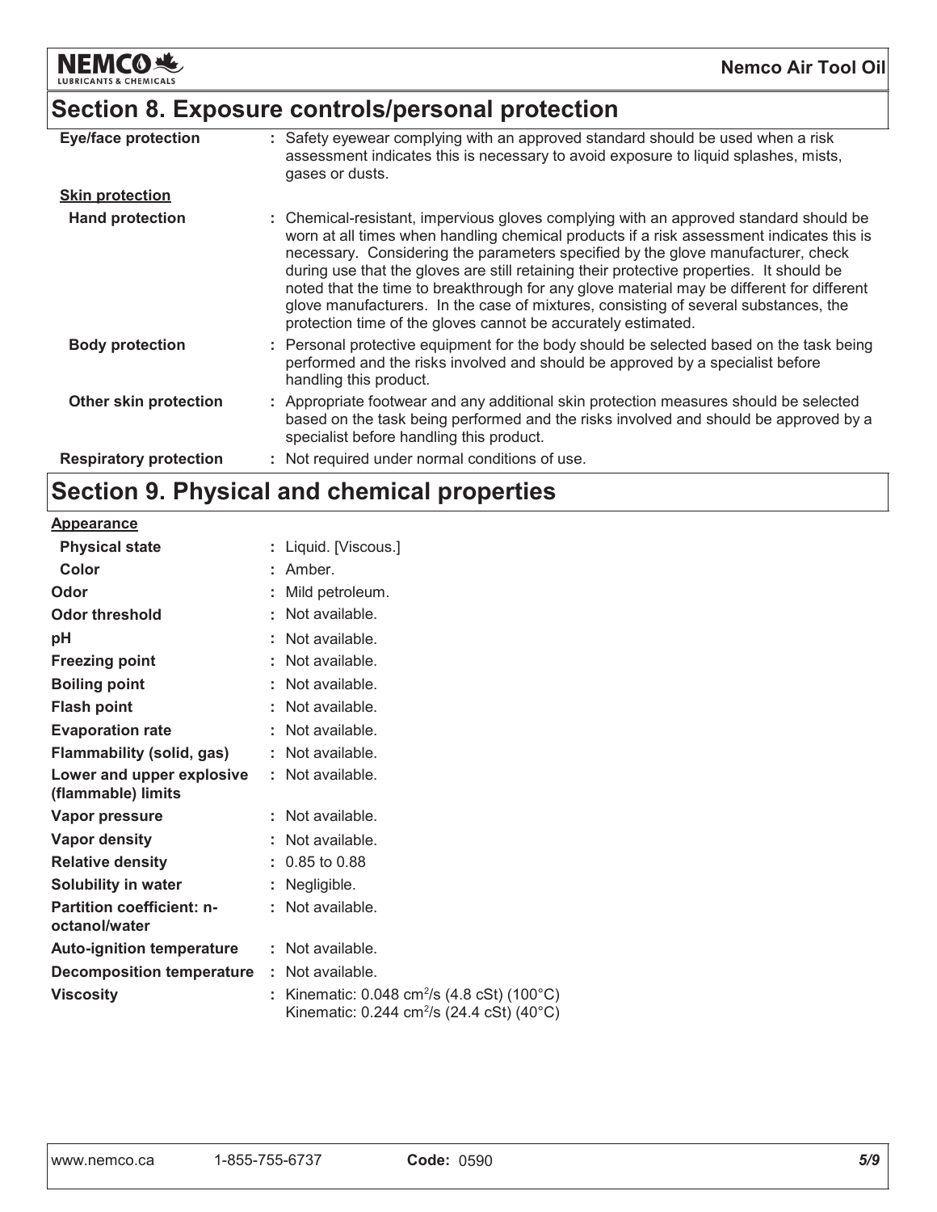## Section 8. Exposure controls/personal protection

| | |
|---|---|
| **Eye/face protection** | : Safety eyewear complying with an approved standard should be used when a risk assessment indicates this is necessary to avoid exposure to liquid splashes, mists, gases or dusts. |
| **Skin protection** | |
| **Hand protection** | : Chemical-resistant, impervious gloves complying with an approved standard should be worn at all times when handling chemical products if a risk assessment indicates this is necessary. Considering the parameters specified by the glove manufacturer, check during use that the gloves are still retaining their protective properties. It should be noted that the time to breakthrough for any glove material may be different for different glove manufacturers. In the case of mixtures, consisting of several substances, the protection time of the gloves cannot be accurately estimated. |
| **Body protection** | : Personal protective equipment for the body should be selected based on the task being performed and the risks involved and should be approved by a specialist before handling this product. |
| **Other skin protection** | : Appropriate footwear and any additional skin protection measures should be selected based on the task being performed and the risks involved and should be approved by a specialist before handling this product. |
| **Respiratory protection** | : Not required under normal conditions of use. |

## Section 9. Physical and chemical properties

| | |
|---|---|
| **Appearance** | |
| **Physical state** | : Liquid. [Viscous.] |
| **Color** | : Amber. |
| **Odor** | : Mild petroleum. |
| **Odor threshold** | : Not available. |
| **pH** | : Not available. |
| **Freezing point** | : Not available. |
| **Boiling point** | : Not available. |
| **Flash point** | : Not available. |
| **Evaporation rate** | : Not available. |
| **Flammability (solid, gas)** | : Not available. |
| **Lower and upper explosive (flammable) limits** | : Not available. |
| **Vapor pressure** | : Not available. |
| **Vapor density** | : Not available. |
| **Relative density** | : 0.85 to 0.88 |
| **Solubility in water** | : Negligible. |
| **Partition coefficient: n-octanol/water** | : Not available. |
| **Auto-ignition temperature** | : Not available. |
| **Decomposition temperature** | : Not available. |
| **Viscosity** | : Kinematic: 0.048 $cm^2/s$ (4.8 cSt) (100°C)<br>Kinematic: 0.244 $cm^2/s$ (24.4 cSt) (40°C) |

www.nemco.ca 1-855-755-6737 **Code:** 0590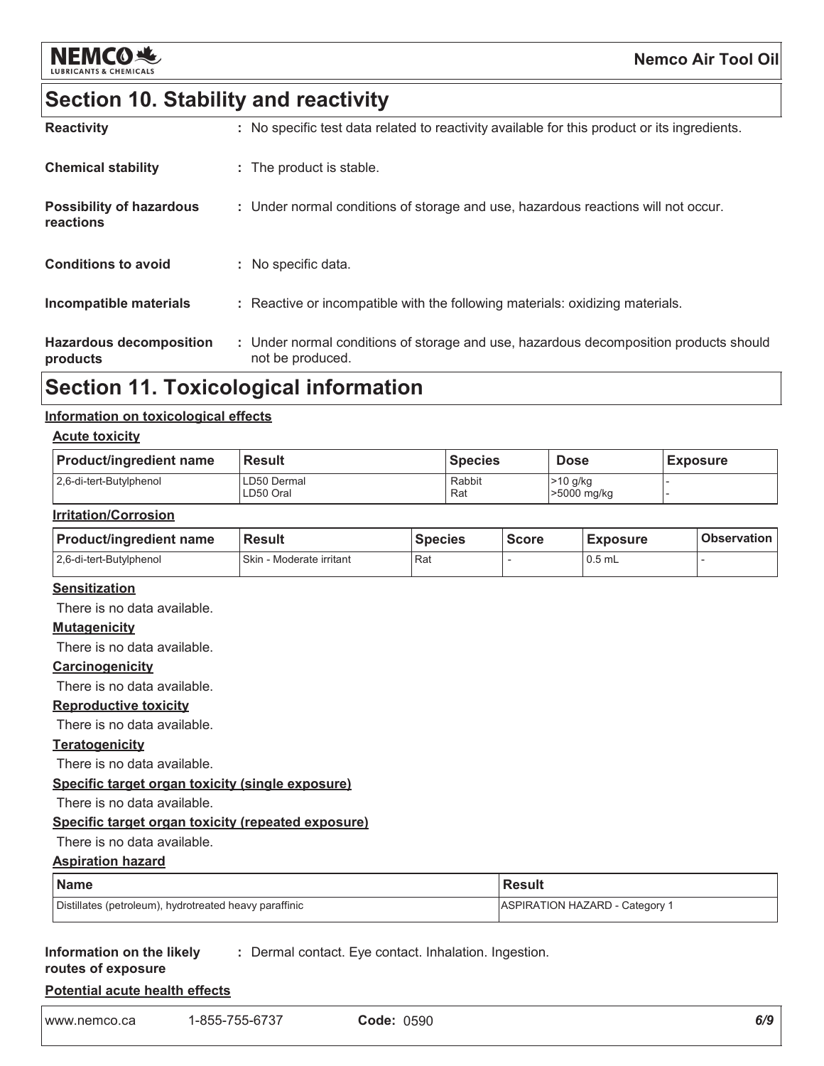## Section 10. Stability and reactivity

**Reactivity** : No specific test data related to reactivity available for this product or its ingredients.

**Chemical stability** : The product is stable.

**Possibility of hazardous reactions** : Under normal conditions of storage and use, hazardous reactions will not occur.

**Conditions to avoid** : No specific data.

**Incompatible materials** : Reactive or incompatible with the following materials: oxidizing materials.

**Hazardous decomposition products** : Under normal conditions of storage and use, hazardous decomposition products should not be produced.

## Section 11. Toxicological information

### Information on toxicological effects

#### Acute toxicity

| Product/ingredient name | Result | Species | Dose | Exposure |
|---|---|---|---|---|
| 2,6-di-tert-Butylphenol | LD50 Dermal<br>LD50 Oral | Rabbit<br>Rat | >10 g/kg<br>>5000 mg/kg | -<br>- |

#### Irritation/Corrosion

| Product/ingredient name | Result | Species | Score | Exposure | Observation |
|---|---|---|---|---|---|
| 2,6-di-tert-Butylphenol | Skin - Moderate irritant | Rat | - | 0.5 mL | - |

#### Sensitization

There is no data available.

#### Mutagenicity

There is no data available.

#### Carcinogenicity

There is no data available.

#### Reproductive toxicity

There is no data available.

#### Teratogenicity

There is no data available.

#### Specific target organ toxicity (single exposure)

There is no data available.

#### Specific target organ toxicity (repeated exposure)

There is no data available.

#### Aspiration hazard

| Name | Result |
|---|---|
| Distillates (petroleum), hydrotreated heavy paraffinic | ASPIRATION HAZARD - Category 1 |

**Information on the likely routes of exposure** : Dermal contact. Eye contact. Inhalation. Ingestion.

### Potential acute health effects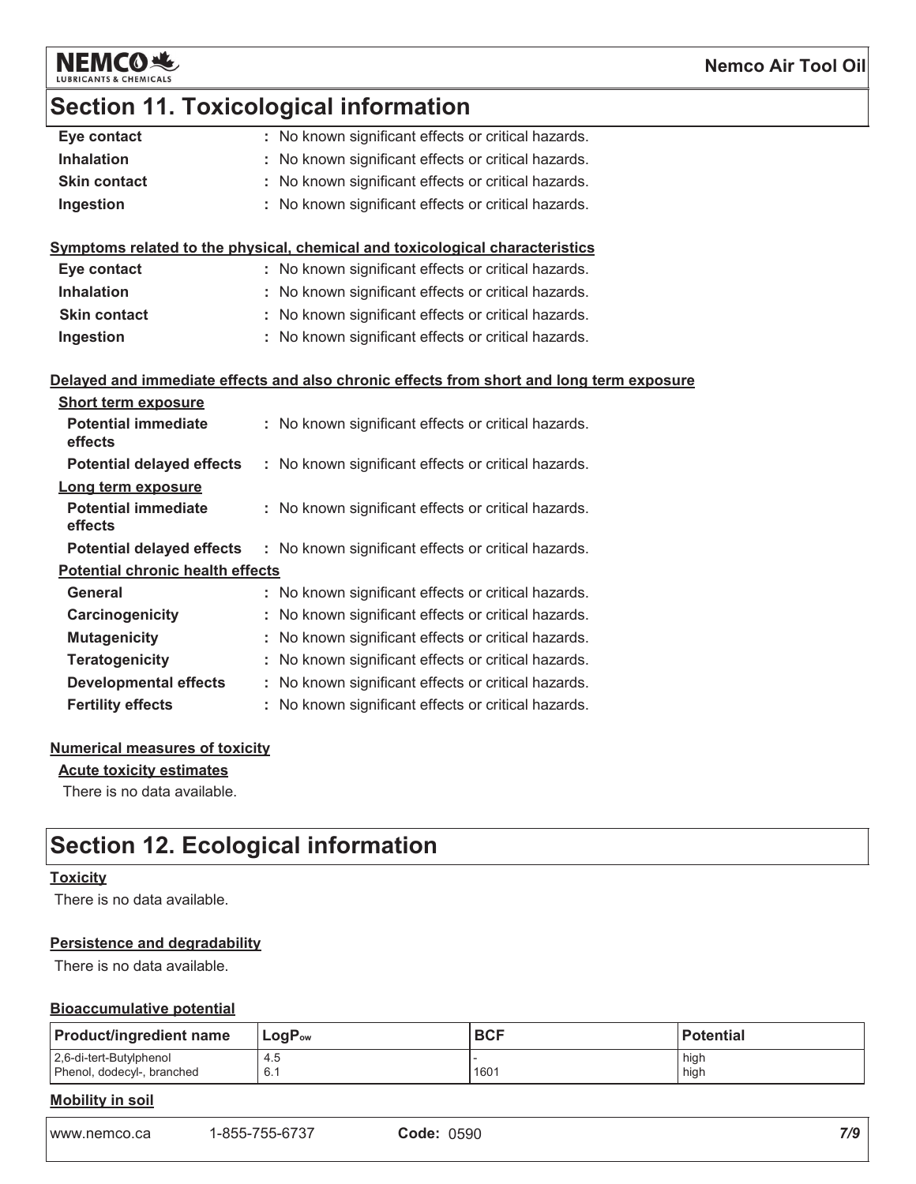## Section 11. Toxicological information

| | |
|---|---|
| **Eye contact** | : No known significant effects or critical hazards. |
| **Inhalation** | : No known significant effects or critical hazards. |
| **Skin contact** | : No known significant effects or critical hazards. |
| **Ingestion** | : No known significant effects or critical hazards. |

**Symptoms related to the physical, chemical and toxicological characteristics**

| | |
|---|---|
| **Eye contact** | : No known significant effects or critical hazards. |
| **Inhalation** | : No known significant effects or critical hazards. |
| **Skin contact** | : No known significant effects or critical hazards. |
| **Ingestion** | : No known significant effects or critical hazards. |

**Delayed and immediate effects and also chronic effects from short and long term exposure**

**Short term exposure**

| | |
|---|---|
| **Potential immediate effects** | : No known significant effects or critical hazards. |
| **Potential delayed effects** | : No known significant effects or critical hazards. |

**Long term exposure**

| | |
|---|---|
| **Potential immediate effects** | : No known significant effects or critical hazards. |
| **Potential delayed effects** | : No known significant effects or critical hazards. |

**Potential chronic health effects**

| | |
|---|---|
| **General** | : No known significant effects or critical hazards. |
| **Carcinogenicity** | : No known significant effects or critical hazards. |
| **Mutagenicity** | : No known significant effects or critical hazards. |
| **Teratogenicity** | : No known significant effects or critical hazards. |
| **Developmental effects** | : No known significant effects or critical hazards. |
| **Fertility effects** | : No known significant effects or critical hazards. |

**Numerical measures of toxicity**

**Acute toxicity estimates**

There is no data available.

## Section 12. Ecological information

**Toxicity**

There is no data available.

**Persistence and degradability**

There is no data available.

**Bioaccumulative potential**

| Product/ingredient name | $LogP_{ow}$ | BCF | Potential |
|---|---|---|---|
| 2,6-di-tert-Butylphenol | 4.5 | - | high |
| Phenol, dodecyl-, branched | 6.1 | 1601 | high |

**Mobility in soil**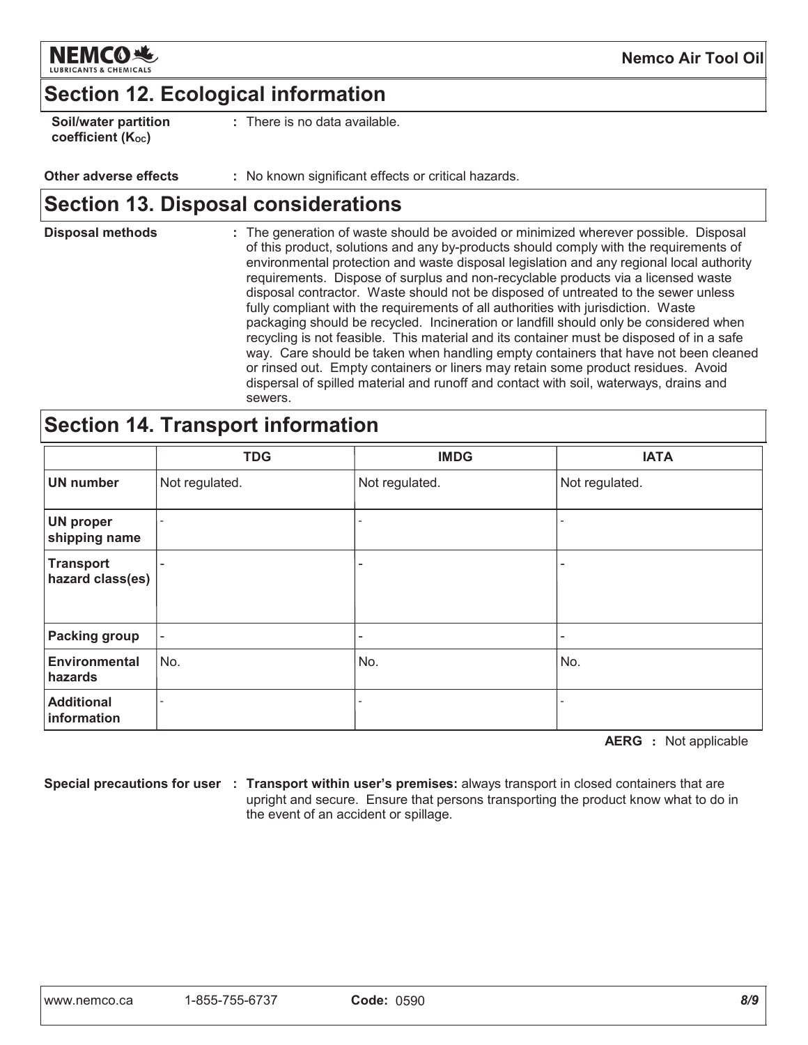## Section 12. Ecological information

**Soil/water partition coefficient ($K_{OC}$)** : There is no data available.

**Other adverse effects** : No known significant effects or critical hazards.

## Section 13. Disposal considerations

**Disposal methods** : The generation of waste should be avoided or minimized wherever possible. Disposal of this product, solutions and any by-products should comply with the requirements of environmental protection and waste disposal legislation and any regional local authority requirements. Dispose of surplus and non-recyclable products via a licensed waste disposal contractor. Waste should not be disposed of untreated to the sewer unless fully compliant with the requirements of all authorities with jurisdiction. Waste packaging should be recycled. Incineration or landfill should only be considered when recycling is not feasible. This material and its container must be disposed of in a safe way. Care should be taken when handling empty containers that have not been cleaned or rinsed out. Empty containers or liners may retain some product residues. Avoid dispersal of spilled material and runoff and contact with soil, waterways, drains and sewers.

## Section 14. Transport information

| | TDG | IMDG | IATA |
|---|---|---|---|
| **UN number** | Not regulated. | Not regulated. | Not regulated. |
| **UN proper shipping name** | - | - | - |
| **Transport hazard class(es)** | - | - | - |
| **Packing group** | - | - | - |
| **Environmental hazards** | No. | No. | No. |
| **Additional information** | - | - | - |

**AERG** : Not applicable

**Special precautions for user** : **Transport within user's premises:** always transport in closed containers that are upright and secure. Ensure that persons transporting the product know what to do in the event of an accident or spillage.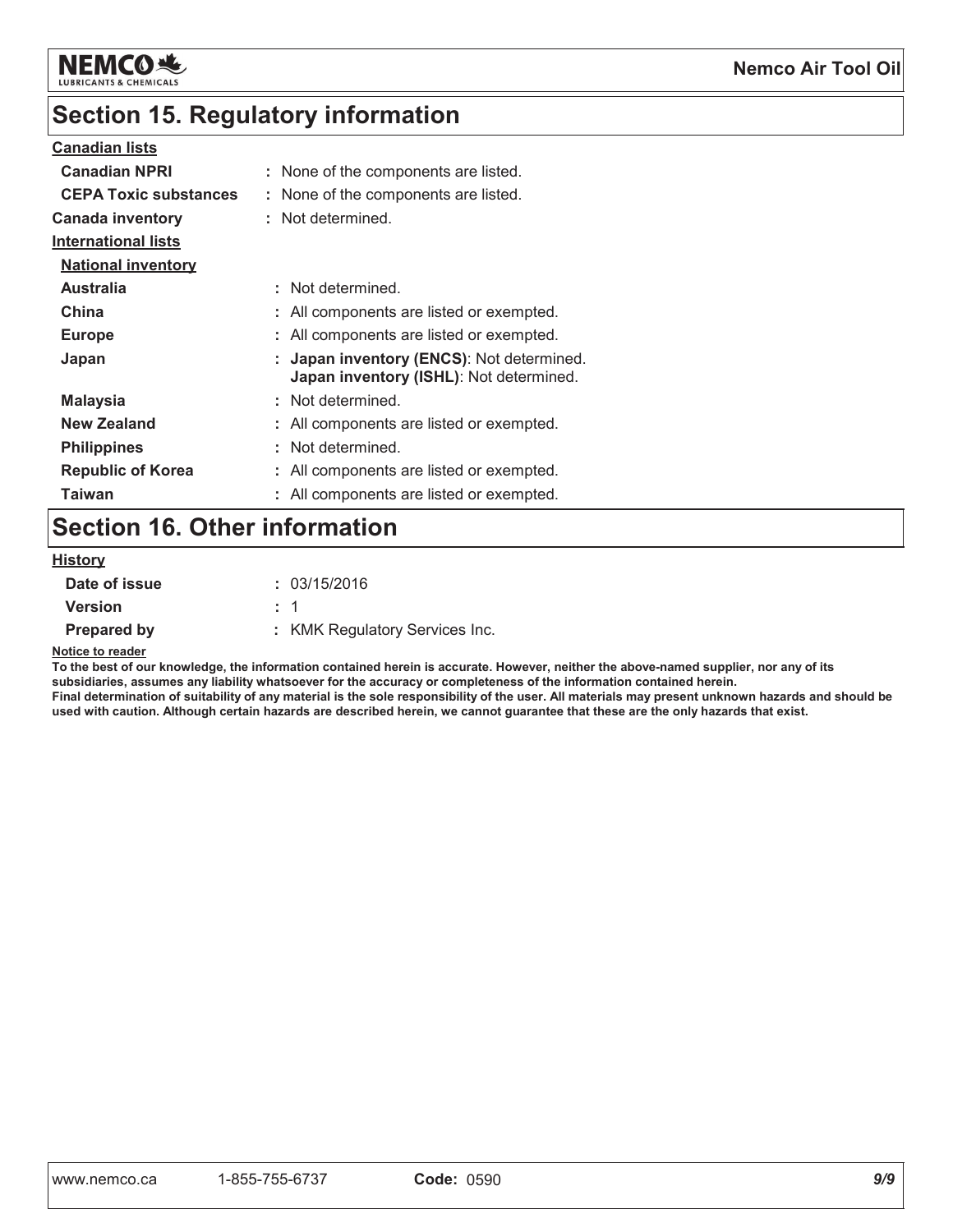## Section 15. Regulatory information

**Canadian lists**

| | |
|---|---|
| **Canadian NPRI** | : None of the components are listed. |
| **CEPA Toxic substances** | : None of the components are listed. |
| **Canada inventory** | : Not determined. |

**International lists**

**National inventory**

| | |
|---|---|
| **Australia** | : Not determined. |
| **China** | : All components are listed or exempted. |
| **Europe** | : All components are listed or exempted. |
| **Japan** | : **Japan inventory (ENCS)**: Not determined. **Japan inventory (ISHL)**: Not determined. |
| **Malaysia** | : Not determined. |
| **New Zealand** | : All components are listed or exempted. |
| **Philippines** | : Not determined. |
| **Republic of Korea** | : All components are listed or exempted. |
| **Taiwan** | : All components are listed or exempted. |

## Section 16. Other information

**History**

| | |
|---|---|
| **Date of issue** | : 03/15/2016 |
| **Version** | : 1 |
| **Prepared by** | : KMK Regulatory Services Inc. |

**Notice to reader**

**To the best of our knowledge, the information contained herein is accurate. However, neither the above-named supplier, nor any of its subsidiaries, assumes any liability whatsoever for the accuracy or completeness of the information contained herein.**
**Final determination of suitability of any material is the sole responsibility of the user. All materials may present unknown hazards and should be used with caution. Although certain hazards are described herein, we cannot guarantee that these are the only hazards that exist.**